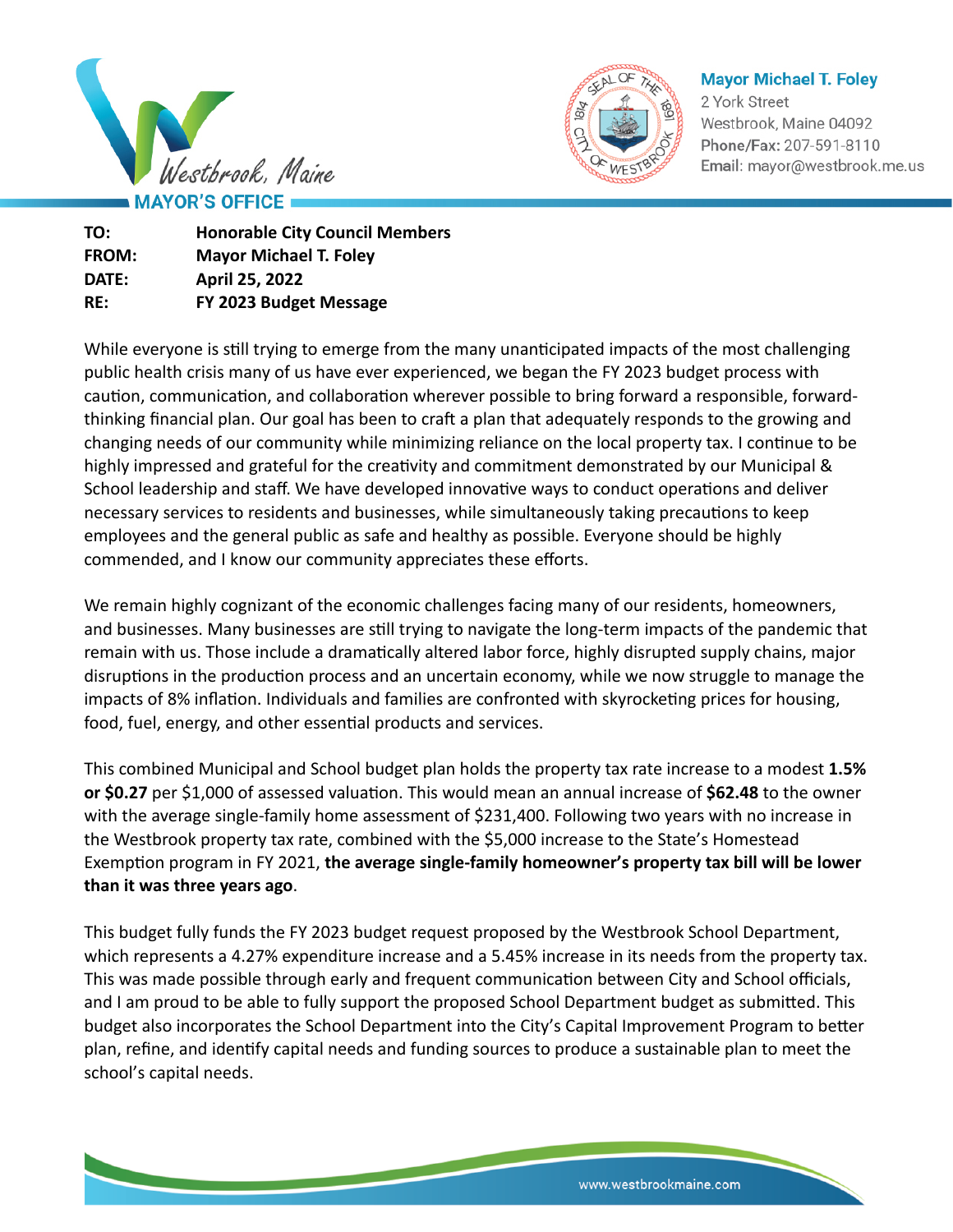Westbrook, Maine

MAYOR'S OFFICE

**Mayor Michael T. Foley**
2 York Street
Westbrook, Maine 04092
**Phone/Fax:** 207-591-8110
Email: mayor@westbrook.me.us

| | |
|---|---|
| **TO:** | **Honorable City Council Members** |
| **FROM:** | **Mayor Michael T. Foley** |
| **DATE:** | **April 25, 2022** |
| **RE:** | **FY 2023 Budget Message** |

While everyone is still trying to emerge from the many unanticipated impacts of the most challenging public health crisis many of us have ever experienced, we began the FY 2023 budget process with caution, communication, and collaboration wherever possible to bring forward a responsible, forward-thinking financial plan. Our goal has been to craft a plan that adequately responds to the growing and changing needs of our community while minimizing reliance on the local property tax. I continue to be highly impressed and grateful for the creativity and commitment demonstrated by our Municipal & School leadership and staff. We have developed innovative ways to conduct operations and deliver necessary services to residents and businesses, while simultaneously taking precautions to keep employees and the general public as safe and healthy as possible. Everyone should be highly commended, and I know our community appreciates these efforts.

We remain highly cognizant of the economic challenges facing many of our residents, homeowners, and businesses. Many businesses are still trying to navigate the long-term impacts of the pandemic that remain with us. Those include a dramatically altered labor force, highly disrupted supply chains, major disruptions in the production process and an uncertain economy, while we now struggle to manage the impacts of 8% inflation. Individuals and families are confronted with skyrocketing prices for housing, food, fuel, energy, and other essential products and services.

This combined Municipal and School budget plan holds the property tax rate increase to a modest **1.5% or $0.27** per $1,000 of assessed valuation. This would mean an annual increase of **$62.48** to the owner with the average single-family home assessment of $231,400. Following two years with no increase in the Westbrook property tax rate, combined with the $5,000 increase to the State's Homestead Exemption program in FY 2021, **the average single-family homeowner's property tax bill will be lower than it was three years ago**.

This budget fully funds the FY 2023 budget request proposed by the Westbrook School Department, which represents a 4.27% expenditure increase and a 5.45% increase in its needs from the property tax. This was made possible through early and frequent communication between City and School officials, and I am proud to be able to fully support the proposed School Department budget as submitted. This budget also incorporates the School Department into the City's Capital Improvement Program to better plan, refine, and identify capital needs and funding sources to produce a sustainable plan to meet the school's capital needs.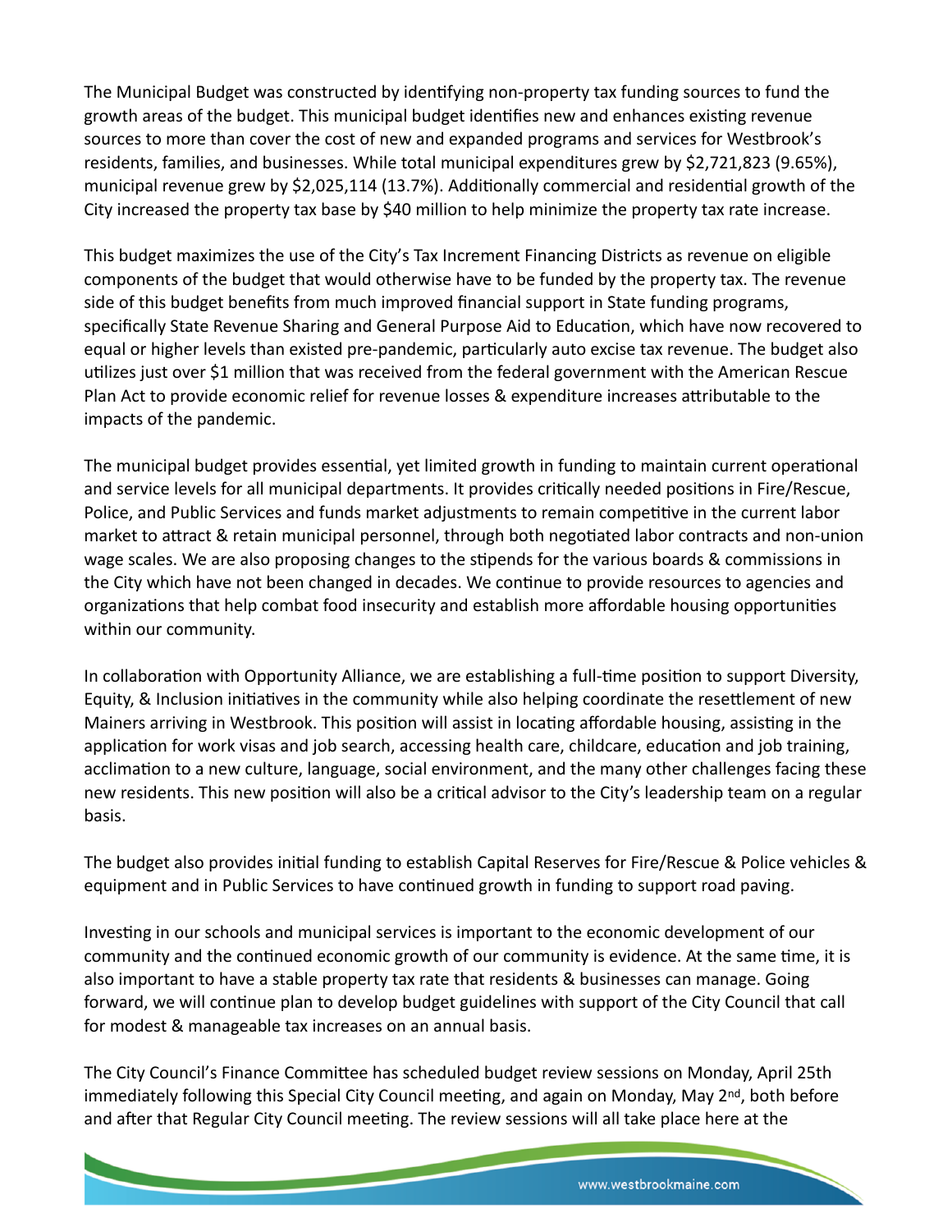The Municipal Budget was constructed by identifying non-property tax funding sources to fund the growth areas of the budget. This municipal budget identifies new and enhances existing revenue sources to more than cover the cost of new and expanded programs and services for Westbrook's residents, families, and businesses. While total municipal expenditures grew by $2,721,823 (9.65%), municipal revenue grew by $2,025,114 (13.7%). Additionally commercial and residential growth of the City increased the property tax base by $40 million to help minimize the property tax rate increase.

This budget maximizes the use of the City's Tax Increment Financing Districts as revenue on eligible components of the budget that would otherwise have to be funded by the property tax. The revenue side of this budget benefits from much improved financial support in State funding programs, specifically State Revenue Sharing and General Purpose Aid to Education, which have now recovered to equal or higher levels than existed pre-pandemic, particularly auto excise tax revenue. The budget also utilizes just over $1 million that was received from the federal government with the American Rescue Plan Act to provide economic relief for revenue losses & expenditure increases attributable to the impacts of the pandemic.

The municipal budget provides essential, yet limited growth in funding to maintain current operational and service levels for all municipal departments. It provides critically needed positions in Fire/Rescue, Police, and Public Services and funds market adjustments to remain competitive in the current labor market to attract & retain municipal personnel, through both negotiated labor contracts and non-union wage scales. We are also proposing changes to the stipends for the various boards & commissions in the City which have not been changed in decades. We continue to provide resources to agencies and organizations that help combat food insecurity and establish more affordable housing opportunities within our community.

In collaboration with Opportunity Alliance, we are establishing a full-time position to support Diversity, Equity, & Inclusion initiatives in the community while also helping coordinate the resettlement of new Mainers arriving in Westbrook. This position will assist in locating affordable housing, assisting in the application for work visas and job search, accessing health care, childcare, education and job training, acclimation to a new culture, language, social environment, and the many other challenges facing these new residents. This new position will also be a critical advisor to the City's leadership team on a regular basis.

The budget also provides initial funding to establish Capital Reserves for Fire/Rescue & Police vehicles & equipment and in Public Services to have continued growth in funding to support road paving.

Investing in our schools and municipal services is important to the economic development of our community and the continued economic growth of our community is evidence. At the same time, it is also important to have a stable property tax rate that residents & businesses can manage. Going forward, we will continue plan to develop budget guidelines with support of the City Council that call for modest & manageable tax increases on an annual basis.

The City Council's Finance Committee has scheduled budget review sessions on Monday, April 25th immediately following this Special City Council meeting, and again on Monday, May 2nd, both before and after that Regular City Council meeting. The review sessions will all take place here at the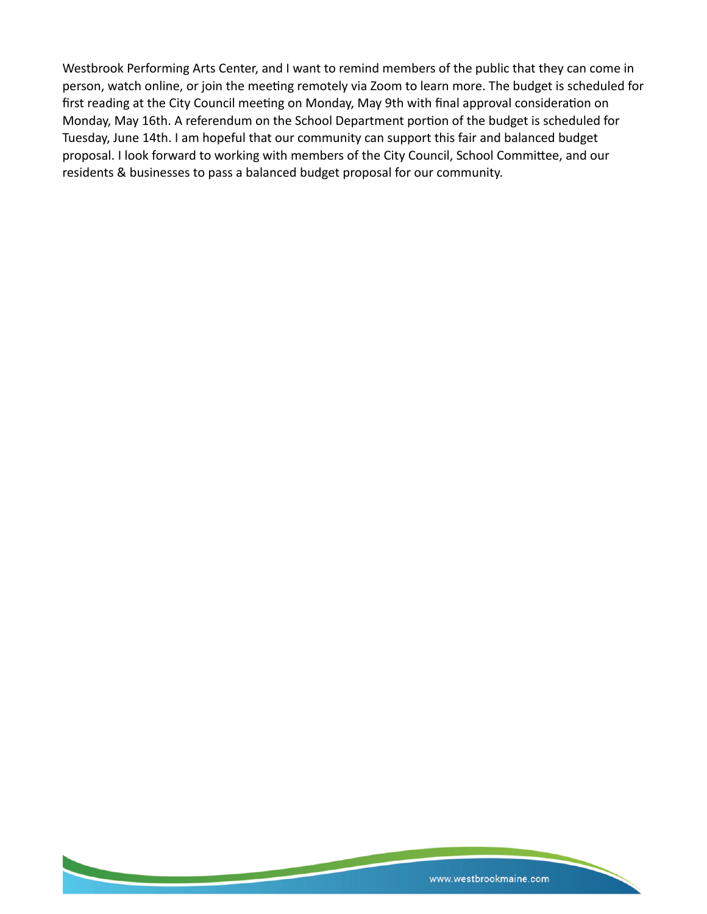Westbrook Performing Arts Center, and I want to remind members of the public that they can come in person, watch online, or join the meeting remotely via Zoom to learn more. The budget is scheduled for first reading at the City Council meeting on Monday, May 9th with final approval consideration on Monday, May 16th. A referendum on the School Department portion of the budget is scheduled for Tuesday, June 14th. I am hopeful that our community can support this fair and balanced budget proposal. I look forward to working with members of the City Council, School Committee, and our residents & businesses to pass a balanced budget proposal for our community.